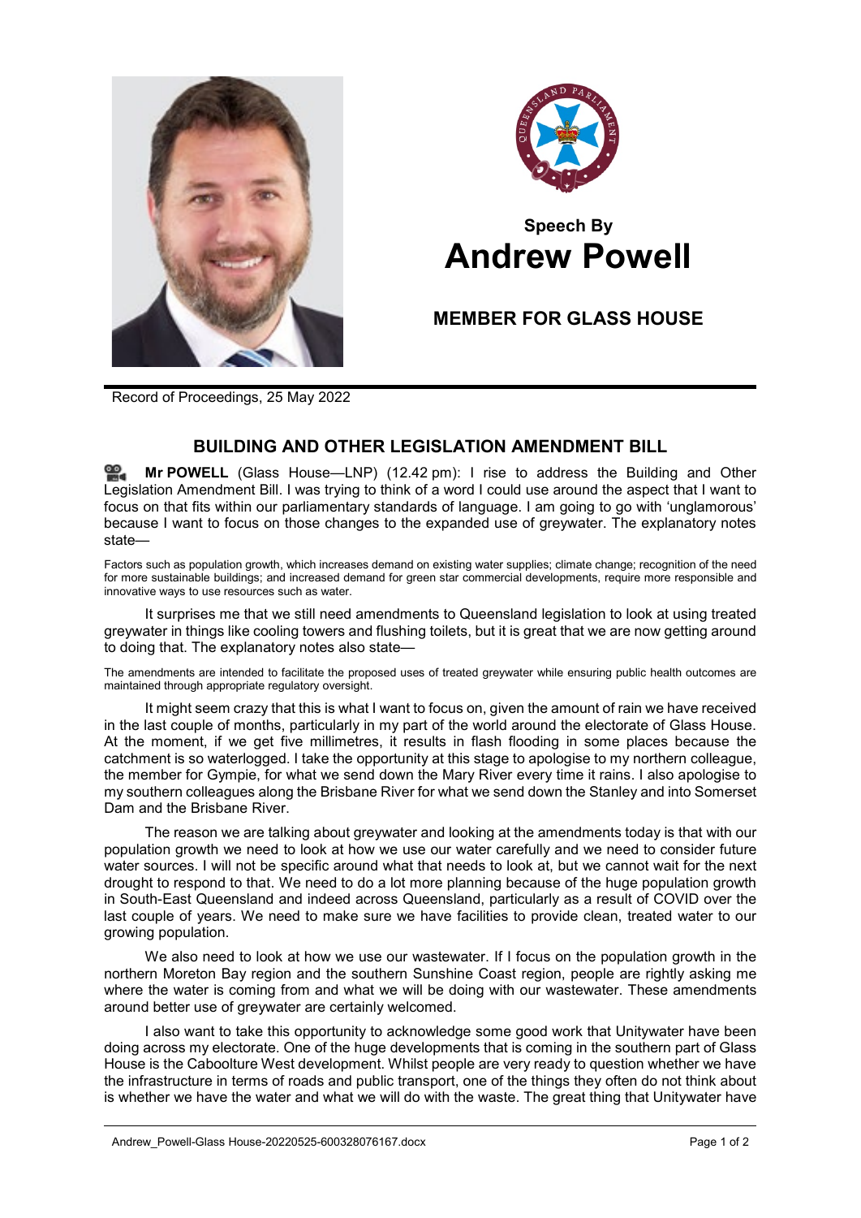**Speech By**

# Andrew Powell

## MEMBER FOR GLASS HOUSE

Record of Proceedings, 25 May 2022

## BUILDING AND OTHER LEGISLATION AMENDMENT BILL

**Mr POWELL** (Glass House—LNP) (12.42 pm): I rise to address the Building and Other Legislation Amendment Bill. I was trying to think of a word I could use around the aspect that I want to focus on that fits within our parliamentary standards of language. I am going to go with 'unglamorous' because I want to focus on those changes to the expanded use of greywater. The explanatory notes state—

> Factors such as population growth, which increases demand on existing water supplies; climate change; recognition of the need for more sustainable buildings; and increased demand for green star commercial developments, require more responsible and innovative ways to use resources such as water.

It surprises me that we still need amendments to Queensland legislation to look at using treated greywater in things like cooling towers and flushing toilets, but it is great that we are now getting around to doing that. The explanatory notes also state—

> The amendments are intended to facilitate the proposed uses of treated greywater while ensuring public health outcomes are maintained through appropriate regulatory oversight.

It might seem crazy that this is what I want to focus on, given the amount of rain we have received in the last couple of months, particularly in my part of the world around the electorate of Glass House. At the moment, if we get five millimetres, it results in flash flooding in some places because the catchment is so waterlogged. I take the opportunity at this stage to apologise to my northern colleague, the member for Gympie, for what we send down the Mary River every time it rains. I also apologise to my southern colleagues along the Brisbane River for what we send down the Stanley and into Somerset Dam and the Brisbane River.

The reason we are talking about greywater and looking at the amendments today is that with our population growth we need to look at how we use our water carefully and we need to consider future water sources. I will not be specific around what that needs to look at, but we cannot wait for the next drought to respond to that. We need to do a lot more planning because of the huge population growth in South-East Queensland and indeed across Queensland, particularly as a result of COVID over the last couple of years. We need to make sure we have facilities to provide clean, treated water to our growing population.

We also need to look at how we use our wastewater. If I focus on the population growth in the northern Moreton Bay region and the southern Sunshine Coast region, people are rightly asking me where the water is coming from and what we will be doing with our wastewater. These amendments around better use of greywater are certainly welcomed.

I also want to take this opportunity to acknowledge some good work that Unitywater have been doing across my electorate. One of the huge developments that is coming in the southern part of Glass House is the Caboolture West development. Whilst people are very ready to question whether we have the infrastructure in terms of roads and public transport, one of the things they often do not think about is whether we have the water and what we will do with the waste. The great thing that Unitywater have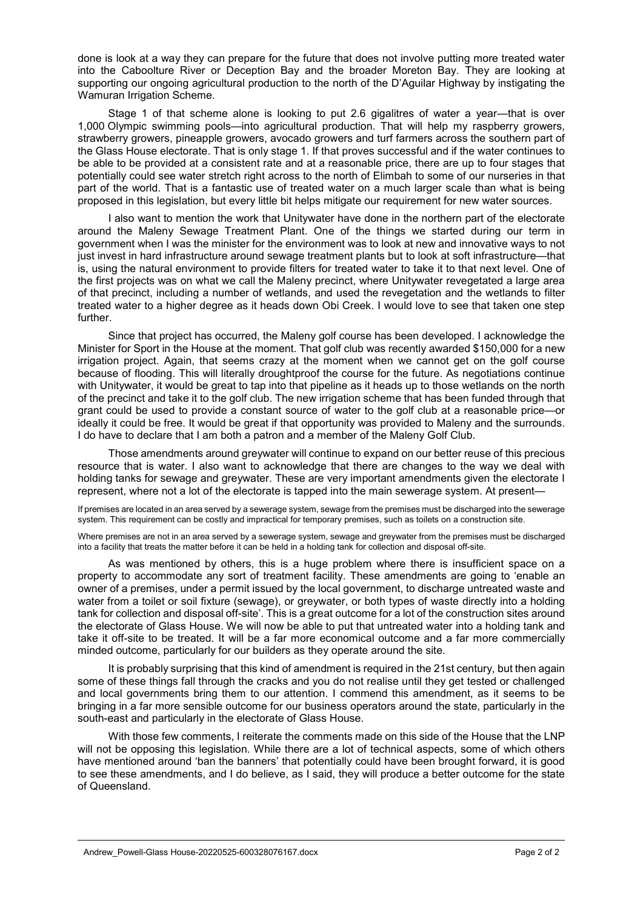done is look at a way they can prepare for the future that does not involve putting more treated water into the Caboolture River or Deception Bay and the broader Moreton Bay. They are looking at supporting our ongoing agricultural production to the north of the D'Aguilar Highway by instigating the Wamuran Irrigation Scheme.

Stage 1 of that scheme alone is looking to put 2.6 gigalitres of water a year—that is over 1,000 Olympic swimming pools—into agricultural production. That will help my raspberry growers, strawberry growers, pineapple growers, avocado growers and turf farmers across the southern part of the Glass House electorate. That is only stage 1. If that proves successful and if the water continues to be able to be provided at a consistent rate and at a reasonable price, there are up to four stages that potentially could see water stretch right across to the north of Elimbah to some of our nurseries in that part of the world. That is a fantastic use of treated water on a much larger scale than what is being proposed in this legislation, but every little bit helps mitigate our requirement for new water sources.

I also want to mention the work that Unitywater have done in the northern part of the electorate around the Maleny Sewage Treatment Plant. One of the things we started during our term in government when I was the minister for the environment was to look at new and innovative ways to not just invest in hard infrastructure around sewage treatment plants but to look at soft infrastructure—that is, using the natural environment to provide filters for treated water to take it to that next level. One of the first projects was on what we call the Maleny precinct, where Unitywater revegetated a large area of that precinct, including a number of wetlands, and used the revegetation and the wetlands to filter treated water to a higher degree as it heads down Obi Creek. I would love to see that taken one step further.

Since that project has occurred, the Maleny golf course has been developed. I acknowledge the Minister for Sport in the House at the moment. That golf club was recently awarded $150,000 for a new irrigation project. Again, that seems crazy at the moment when we cannot get on the golf course because of flooding. This will literally droughtproof the course for the future. As negotiations continue with Unitywater, it would be great to tap into that pipeline as it heads up to those wetlands on the north of the precinct and take it to the golf club. The new irrigation scheme that has been funded through that grant could be used to provide a constant source of water to the golf club at a reasonable price—or ideally it could be free. It would be great if that opportunity was provided to Maleny and the surrounds. I do have to declare that I am both a patron and a member of the Maleny Golf Club.

Those amendments around greywater will continue to expand on our better reuse of this precious resource that is water. I also want to acknowledge that there are changes to the way we deal with holding tanks for sewage and greywater. These are very important amendments given the electorate I represent, where not a lot of the electorate is tapped into the main sewerage system. At present—

> If premises are located in an area served by a sewerage system, sewage from the premises must be discharged into the sewerage system. This requirement can be costly and impractical for temporary premises, such as toilets on a construction site.
>
> Where premises are not in an area served by a sewerage system, sewage and greywater from the premises must be discharged into a facility that treats the matter before it can be held in a holding tank for collection and disposal off-site.

As was mentioned by others, this is a huge problem where there is insufficient space on a property to accommodate any sort of treatment facility. These amendments are going to 'enable an owner of a premises, under a permit issued by the local government, to discharge untreated waste and water from a toilet or soil fixture (sewage), or greywater, or both types of waste directly into a holding tank for collection and disposal off-site'. This is a great outcome for a lot of the construction sites around the electorate of Glass House. We will now be able to put that untreated water into a holding tank and take it off-site to be treated. It will be a far more economical outcome and a far more commercially minded outcome, particularly for our builders as they operate around the site.

It is probably surprising that this kind of amendment is required in the 21st century, but then again some of these things fall through the cracks and you do not realise until they get tested or challenged and local governments bring them to our attention. I commend this amendment, as it seems to be bringing in a far more sensible outcome for our business operators around the state, particularly in the south-east and particularly in the electorate of Glass House.

With those few comments, I reiterate the comments made on this side of the House that the LNP will not be opposing this legislation. While there are a lot of technical aspects, some of which others have mentioned around 'ban the banners' that potentially could have been brought forward, it is good to see these amendments, and I do believe, as I said, they will produce a better outcome for the state of Queensland.